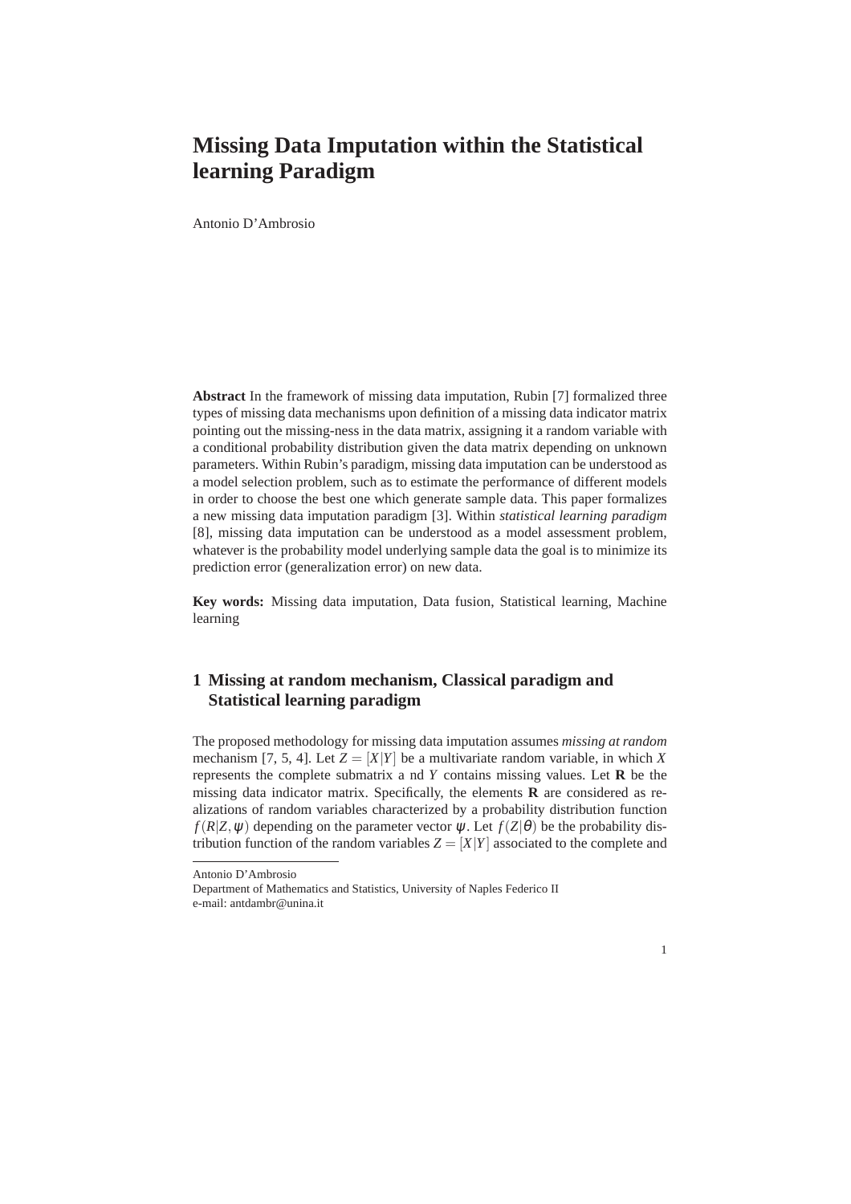# Missing Data Imputation within the Statistical learning Paradigm

Antonio D'Ambrosio

**Abstract** In the framework of missing data imputation, Rubin [7] formalized three types of missing data mechanisms upon definition of a missing data indicator matrix pointing out the missing-ness in the data matrix, assigning it a random variable with a conditional probability distribution given the data matrix depending on unknown parameters. Within Rubin's paradigm, missing data imputation can be understood as a model selection problem, such as to estimate the performance of different models in order to choose the best one which generate sample data. This paper formalizes a new missing data imputation paradigm [3]. Within *statistical learning paradigm* [8], missing data imputation can be understood as a model assessment problem, whatever is the probability model underlying sample data the goal is to minimize its prediction error (generalization error) on new data.

**Key words:** Missing data imputation, Data fusion, Statistical learning, Machine learning

## 1 Missing at random mechanism, Classical paradigm and Statistical learning paradigm

The proposed methodology for missing data imputation assumes *missing at random* mechanism [7, 5, 4]. Let $Z = [X|Y]$ be a multivariate random variable, in which $X$ represents the complete submatrix a nd $Y$ contains missing values. Let $\mathbf{R}$ be the missing data indicator matrix. Specifically, the elements $\mathbf{R}$ are considered as realizations of random variables characterized by a probability distribution function $f(R|Z,\psi)$ depending on the parameter vector $\psi$. Let $f(Z|\theta)$ be the probability distribution function of the random variables $Z = [X|Y]$ associated to the complete and

---

Antonio D'Ambrosio
Department of Mathematics and Statistics, University of Naples Federico II
e-mail: antdambr@unina.it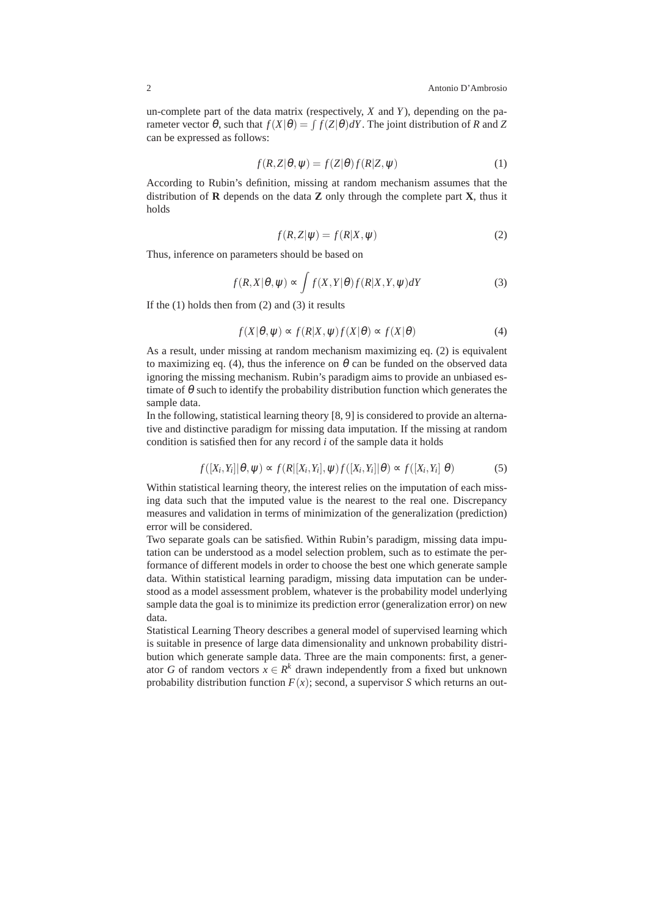un-complete part of the data matrix (respectively, $X$ and $Y$), depending on the parameter vector $\theta$, such that $f(X|\theta) = \int f(Z|\theta)dY$. The joint distribution of $R$ and $Z$ can be expressed as follows:

$$f(R,Z|\theta,\psi) = f(Z|\theta)f(R|Z,\psi) \tag{1}$$

According to Rubin's definition, missing at random mechanism assumes that the distribution of **R** depends on the data **Z** only through the complete part **X**, thus it holds

$$f(R,Z|\psi) = f(R|X,\psi) \tag{2}$$

Thus, inference on parameters should be based on

$$f(R,X|\theta,\psi) \propto \int f(X,Y|\theta)f(R|X,Y,\psi)dY \tag{3}$$

If the (1) holds then from (2) and (3) it results

$$f(X|\theta,\psi) \propto f(R|X,\psi)f(X|\theta) \propto f(X|\theta) \tag{4}$$

As a result, under missing at random mechanism maximizing eq. (2) is equivalent to maximizing eq. (4), thus the inference on $\theta$ can be funded on the observed data ignoring the missing mechanism. Rubin's paradigm aims to provide an unbiased estimate of $\theta$ such to identify the probability distribution function which generates the sample data.

In the following, statistical learning theory [8, 9] is considered to provide an alternative and distinctive paradigm for missing data imputation. If the missing at random condition is satisfied then for any record $i$ of the sample data it holds

$$f([X_i,Y_i]|\theta,\psi) \propto f(R|[X_i,Y_i],\psi)f([X_i,Y_i]|\theta) \propto f([X_i,Y_i]\ \theta) \tag{5}$$

Within statistical learning theory, the interest relies on the imputation of each missing data such that the imputed value is the nearest to the real one. Discrepancy measures and validation in terms of minimization of the generalization (prediction) error will be considered.

Two separate goals can be satisfied. Within Rubin's paradigm, missing data imputation can be understood as a model selection problem, such as to estimate the performance of different models in order to choose the best one which generate sample data. Within statistical learning paradigm, missing data imputation can be understood as a model assessment problem, whatever is the probability model underlying sample data the goal is to minimize its prediction error (generalization error) on new data.

Statistical Learning Theory describes a general model of supervised learning which is suitable in presence of large data dimensionality and unknown probability distribution which generate sample data. Three are the main components: first, a generator $G$ of random vectors $x \in R^k$ drawn independently from a fixed but unknown probability distribution function $F(x)$; second, a supervisor $S$ which returns an out-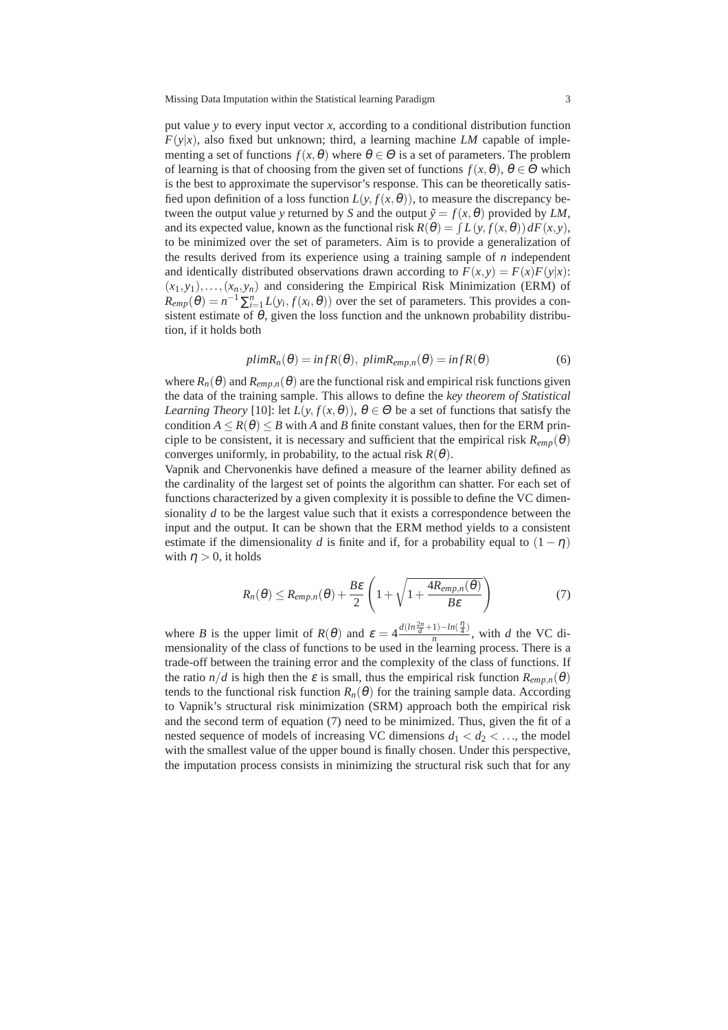put value $y$ to every input vector $x$, according to a conditional distribution function $F(y|x)$, also fixed but unknown; third, a learning machine *LM* capable of implementing a set of functions $f(x,\theta)$ where $\theta \in \Theta$ is a set of parameters. The problem of learning is that of choosing from the given set of functions $f(x,\theta)$, $\theta \in \Theta$ which is the best to approximate the supervisor's response. This can be theoretically satisfied upon definition of a loss function $L(y, f(x,\theta))$, to measure the discrepancy between the output value $y$ returned by $S$ and the output $\tilde{y} = f(x,\theta)$ provided by *LM*, and its expected value, known as the functional risk $R(\theta) = \int L(y, f(x,\theta))\, dF(x,y)$, to be minimized over the set of parameters. Aim is to provide a generalization of the results derived from its experience using a training sample of $n$ independent and identically distributed observations drawn according to $F(x,y) = F(x)F(y|x)$: $(x_1,y_1),\ldots,(x_n,y_n)$ and considering the Empirical Risk Minimization (ERM) of $R_{emp}(\theta) = n^{-1}\sum_{i=1}^{n} L(y_i, f(x_i,\theta))$ over the set of parameters. This provides a consistent estimate of $\theta$, given the loss function and the unknown probability distribution, if it holds both

$$plim R_n(\theta) = inf R(\theta),\ plim R_{emp,n}(\theta) = inf R(\theta) \tag{6}$$

where $R_n(\theta)$ and $R_{emp,n}(\theta)$ are the functional risk and empirical risk functions given the data of the training sample. This allows to define the *key theorem of Statistical Learning Theory* [10]: let $L(y, f(x,\theta))$, $\theta \in \Theta$ be a set of functions that satisfy the condition $A \le R(\theta) \le B$ with $A$ and $B$ finite constant values, then for the ERM principle to be consistent, it is necessary and sufficient that the empirical risk $R_{emp}(\theta)$ converges uniformly, in probability, to the actual risk $R(\theta)$.

Vapnik and Chervonenkis have defined a measure of the learner ability defined as the cardinality of the largest set of points the algorithm can shatter. For each set of functions characterized by a given complexity it is possible to define the VC dimensionality $d$ to be the largest value such that it exists a correspondence between the input and the output. It can be shown that the ERM method yields to a consistent estimate if the dimensionality $d$ is finite and if, for a probability equal to $(1-\eta)$ with $\eta > 0$, it holds

$$R_n(\theta) \le R_{emp,n}(\theta) + \frac{B\varepsilon}{2}\left(1 + \sqrt{1 + \frac{4R_{emp,n}(\theta)}{B\varepsilon}}\right) \tag{7}$$

where $B$ is the upper limit of $R(\theta)$ and $\varepsilon = 4\frac{d(ln\frac{2n}{d}+1) - ln(\frac{\eta}{4})}{n}$, with $d$ the VC dimensionality of the class of functions to be used in the learning process. There is a trade-off between the training error and the complexity of the class of functions. If the ratio $n/d$ is high then the $\varepsilon$ is small, thus the empirical risk function $R_{emp,n}(\theta)$ tends to the functional risk function $R_n(\theta)$ for the training sample data. According to Vapnik's structural risk minimization (SRM) approach both the empirical risk and the second term of equation (7) need to be minimized. Thus, given the fit of a nested sequence of models of increasing VC dimensions $d_1 < d_2 < \ldots$, the model with the smallest value of the upper bound is finally chosen. Under this perspective, the imputation process consists in minimizing the structural risk such that for any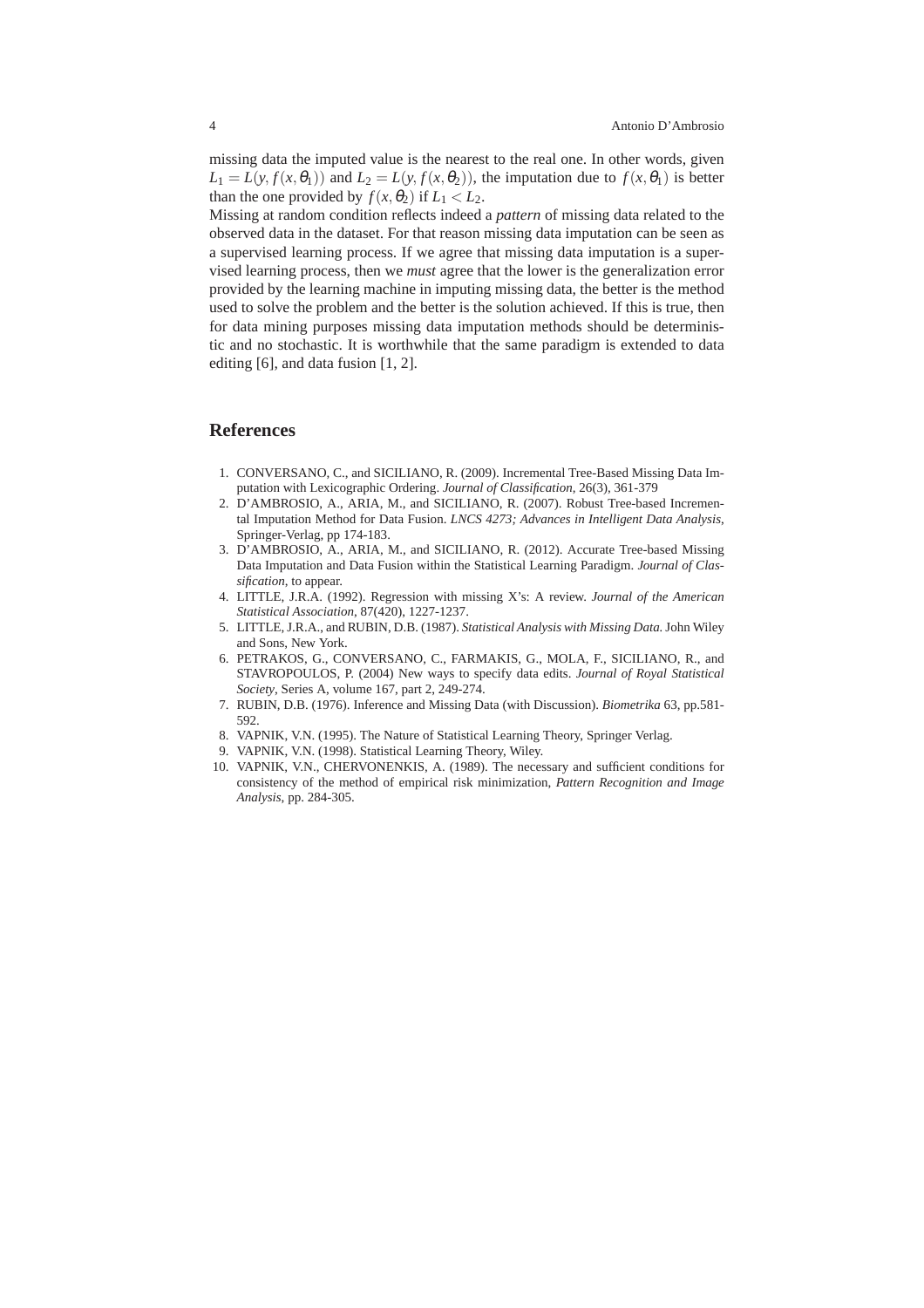missing data the imputed value is the nearest to the real one. In other words, given $L_1 = L(y, f(x, \theta_1))$ and $L_2 = L(y, f(x, \theta_2))$, the imputation due to $f(x, \theta_1)$ is better than the one provided by $f(x, \theta_2)$ if $L_1 < L_2$.
Missing at random condition reflects indeed a *pattern* of missing data related to the observed data in the dataset. For that reason missing data imputation can be seen as a supervised learning process. If we agree that missing data imputation is a supervised learning process, then we *must* agree that the lower is the generalization error provided by the learning machine in imputing missing data, the better is the method used to solve the problem and the better is the solution achieved. If this is true, then for data mining purposes missing data imputation methods should be deterministic and no stochastic. It is worthwhile that the same paradigm is extended to data editing [6], and data fusion [1, 2].

## References

1. CONVERSANO, C., and SICILIANO, R. (2009). Incremental Tree-Based Missing Data Imputation with Lexicographic Ordering. *Journal of Classification*, 26(3), 361-379
2. D'AMBROSIO, A., ARIA, M., and SICILIANO, R. (2007). Robust Tree-based Incremental Imputation Method for Data Fusion. *LNCS 4273; Advances in Intelligent Data Analysis*, Springer-Verlag, pp 174-183.
3. D'AMBROSIO, A., ARIA, M., and SICILIANO, R. (2012). Accurate Tree-based Missing Data Imputation and Data Fusion within the Statistical Learning Paradigm. *Journal of Classification*, to appear.
4. LITTLE, J.R.A. (1992). Regression with missing X's: A review. *Journal of the American Statistical Association*, 87(420), 1227-1237.
5. LITTLE, J.R.A., and RUBIN, D.B. (1987). *Statistical Analysis with Missing Data*. John Wiley and Sons, New York.
6. PETRAKOS, G., CONVERSANO, C., FARMAKIS, G., MOLA, F., SICILIANO, R., and STAVROPOULOS, P. (2004) New ways to specify data edits. *Journal of Royal Statistical Society*, Series A, volume 167, part 2, 249-274.
7. RUBIN, D.B. (1976). Inference and Missing Data (with Discussion). *Biometrika* 63, pp.581-592.
8. VAPNIK, V.N. (1995). The Nature of Statistical Learning Theory, Springer Verlag.
9. VAPNIK, V.N. (1998). Statistical Learning Theory, Wiley.
10. VAPNIK, V.N., CHERVONENKIS, A. (1989). The necessary and sufficient conditions for consistency of the method of empirical risk minimization, *Pattern Recognition and Image Analysis*, pp. 284-305.